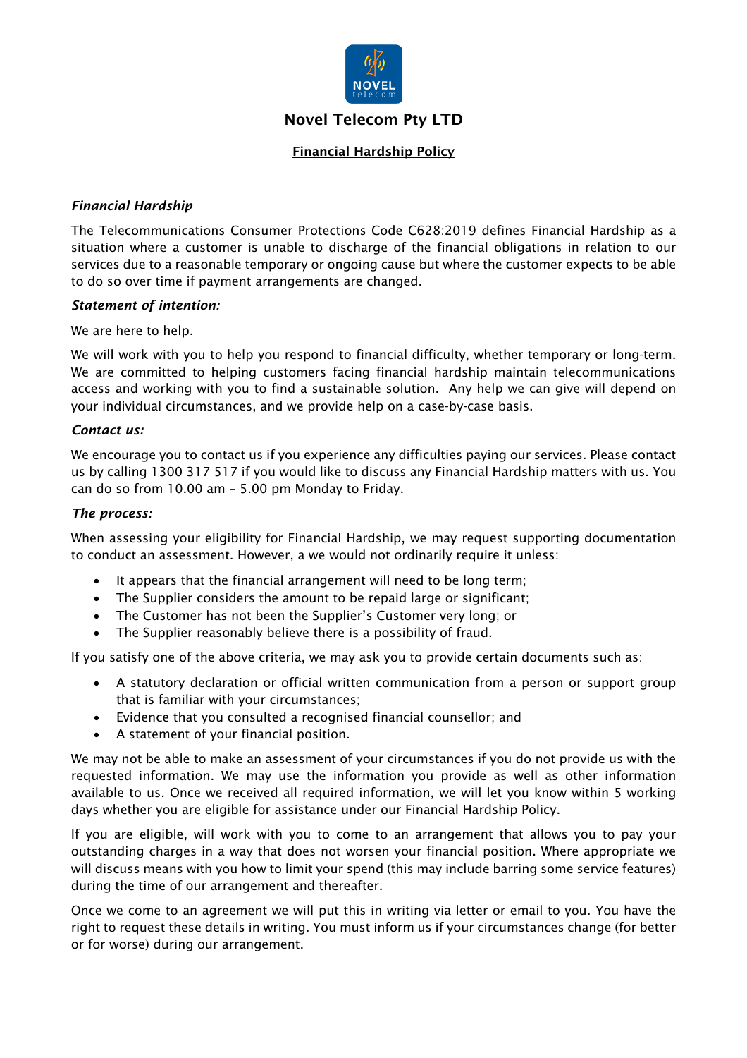# Novel Telecom Pty LTD

## Financial Hardship Policy

### *Financial Hardship*

The Telecommunications Consumer Protections Code C628:2019 defines Financial Hardship as a situation where a customer is unable to discharge of the financial obligations in relation to our services due to a reasonable temporary or ongoing cause but where the customer expects to be able to do so over time if payment arrangements are changed.

### *Statement of intention:*

We are here to help.

We will work with you to help you respond to financial difficulty, whether temporary or long-term. We are committed to helping customers facing financial hardship maintain telecommunications access and working with you to find a sustainable solution. Any help we can give will depend on your individual circumstances, and we provide help on a case-by-case basis.

### *Contact us:*

We encourage you to contact us if you experience any difficulties paying our services. Please contact us by calling 1300 317 517 if you would like to discuss any Financial Hardship matters with us. You can do so from 10.00 am – 5.00 pm Monday to Friday.

### *The process:*

When assessing your eligibility for Financial Hardship, we may request supporting documentation to conduct an assessment. However, a we would not ordinarily require it unless:

- It appears that the financial arrangement will need to be long term;
- The Supplier considers the amount to be repaid large or significant;
- The Customer has not been the Supplier's Customer very long; or
- The Supplier reasonably believe there is a possibility of fraud.

If you satisfy one of the above criteria, we may ask you to provide certain documents such as:

- A statutory declaration or official written communication from a person or support group that is familiar with your circumstances;
- Evidence that you consulted a recognised financial counsellor; and
- A statement of your financial position.

We may not be able to make an assessment of your circumstances if you do not provide us with the requested information. We may use the information you provide as well as other information available to us. Once we received all required information, we will let you know within 5 working days whether you are eligible for assistance under our Financial Hardship Policy.

If you are eligible, will work with you to come to an arrangement that allows you to pay your outstanding charges in a way that does not worsen your financial position. Where appropriate we will discuss means with you how to limit your spend (this may include barring some service features) during the time of our arrangement and thereafter.

Once we come to an agreement we will put this in writing via letter or email to you. You have the right to request these details in writing. You must inform us if your circumstances change (for better or for worse) during our arrangement.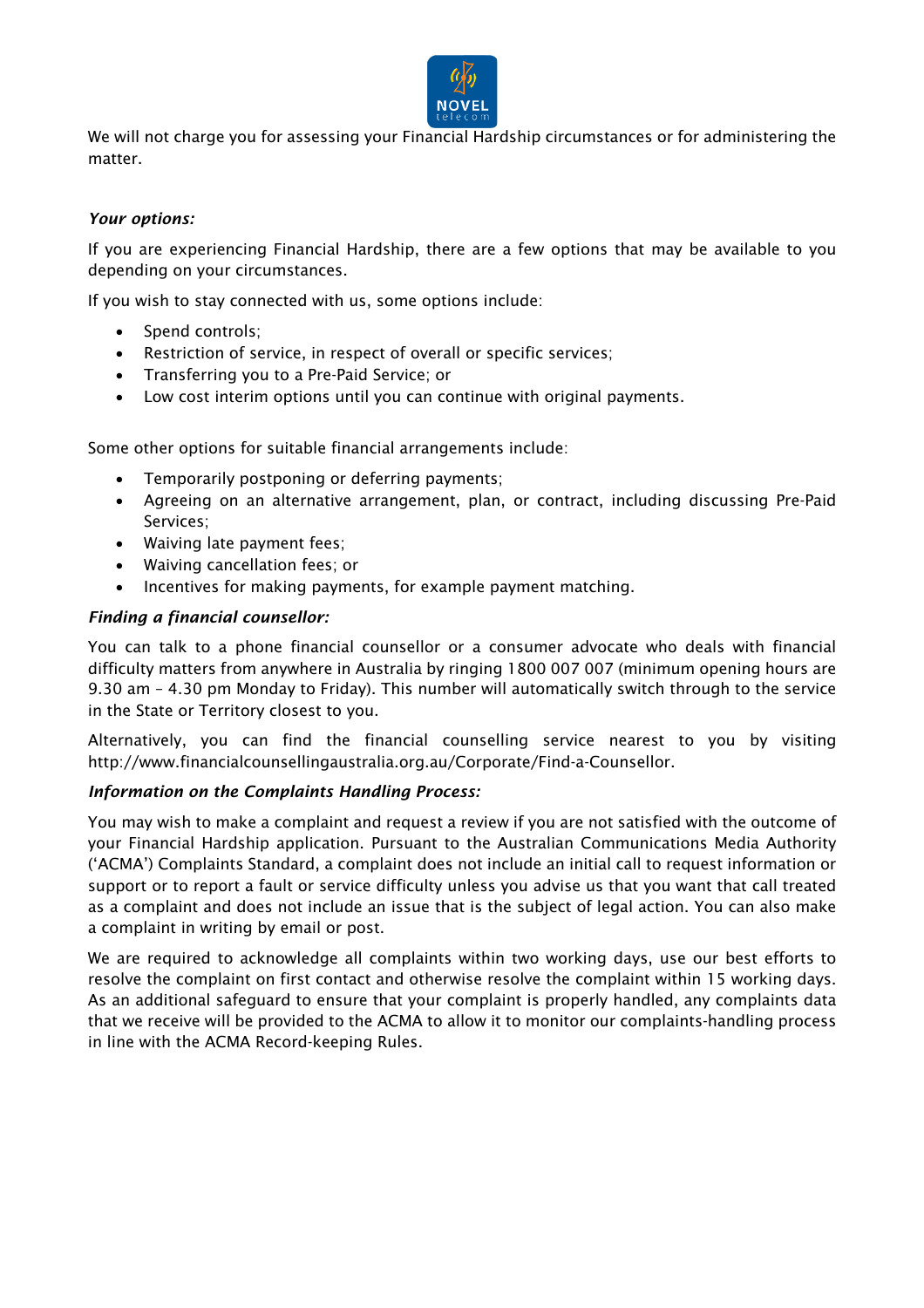We will not charge you for assessing your Financial Hardship circumstances or for administering the matter.

***Your options:***

If you are experiencing Financial Hardship, there are a few options that may be available to you depending on your circumstances.

If you wish to stay connected with us, some options include:

- Spend controls;
- Restriction of service, in respect of overall or specific services;
- Transferring you to a Pre-Paid Service; or
- Low cost interim options until you can continue with original payments.

Some other options for suitable financial arrangements include:

- Temporarily postponing or deferring payments;
- Agreeing on an alternative arrangement, plan, or contract, including discussing Pre-Paid Services;
- Waiving late payment fees;
- Waiving cancellation fees; or
- Incentives for making payments, for example payment matching.

***Finding a financial counsellor:***

You can talk to a phone financial counsellor or a consumer advocate who deals with financial difficulty matters from anywhere in Australia by ringing 1800 007 007 (minimum opening hours are 9.30 am – 4.30 pm Monday to Friday). This number will automatically switch through to the service in the State or Territory closest to you.

Alternatively, you can find the financial counselling service nearest to you by visiting http://www.financialcounsellingaustralia.org.au/Corporate/Find-a-Counsellor.

***Information on the Complaints Handling Process:***

You may wish to make a complaint and request a review if you are not satisfied with the outcome of your Financial Hardship application. Pursuant to the Australian Communications Media Authority ('ACMA') Complaints Standard, a complaint does not include an initial call to request information or support or to report a fault or service difficulty unless you advise us that you want that call treated as a complaint and does not include an issue that is the subject of legal action. You can also make a complaint in writing by email or post.

We are required to acknowledge all complaints within two working days, use our best efforts to resolve the complaint on first contact and otherwise resolve the complaint within 15 working days. As an additional safeguard to ensure that your complaint is properly handled, any complaints data that we receive will be provided to the ACMA to allow it to monitor our complaints-handling process in line with the ACMA Record-keeping Rules.